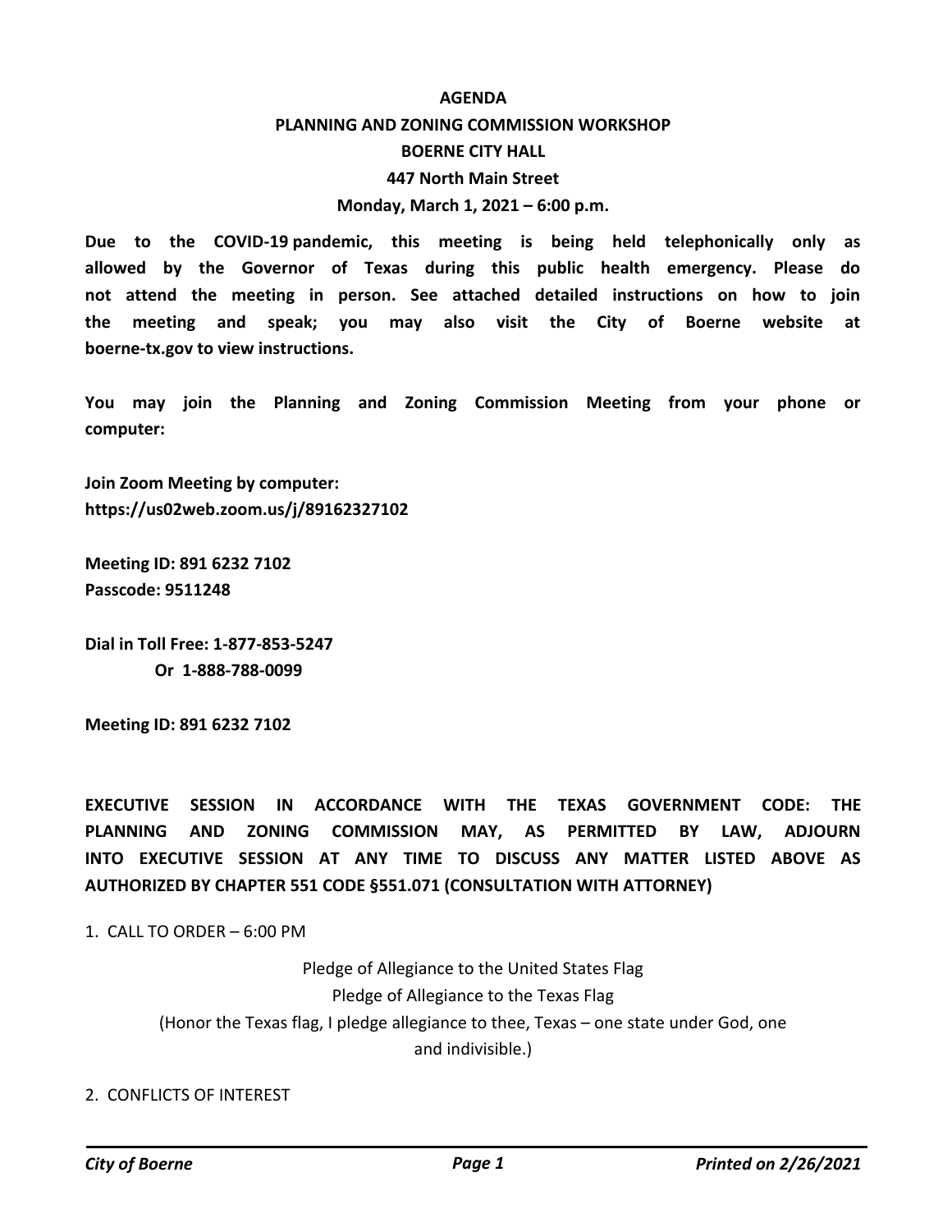# AGENDA

## PLANNING AND ZONING COMMISSION WORKSHOP

## BOERNE CITY HALL

## 447 North Main Street

## Monday, March 1, 2021 – 6:00 p.m.

**Due to the COVID-19 pandemic, this meeting is being held telephonically only as allowed by the Governor of Texas during this public health emergency. Please do not attend the meeting in person. See attached detailed instructions on how to join the meeting and speak; you may also visit the City of Boerne website at boerne-tx.gov to view instructions.**

**You may join the Planning and Zoning Commission Meeting from your phone or computer:**

**Join Zoom Meeting by computer:**
**https://us02web.zoom.us/j/89162327102**

**Meeting ID: 891 6232 7102**
**Passcode: 9511248**

**Dial in Toll Free: 1-877-853-5247**
**Or 1-888-788-0099**

**Meeting ID: 891 6232 7102**

**EXECUTIVE SESSION IN ACCORDANCE WITH THE TEXAS GOVERNMENT CODE: THE PLANNING AND ZONING COMMISSION MAY, AS PERMITTED BY LAW, ADJOURN INTO EXECUTIVE SESSION AT ANY TIME TO DISCUSS ANY MATTER LISTED ABOVE AS AUTHORIZED BY CHAPTER 551 CODE §551.071 (CONSULTATION WITH ATTORNEY)**

1. CALL TO ORDER – 6:00 PM

Pledge of Allegiance to the United States Flag
Pledge of Allegiance to the Texas Flag
(Honor the Texas flag, I pledge allegiance to thee, Texas – one state under God, one and indivisible.)

2. CONFLICTS OF INTEREST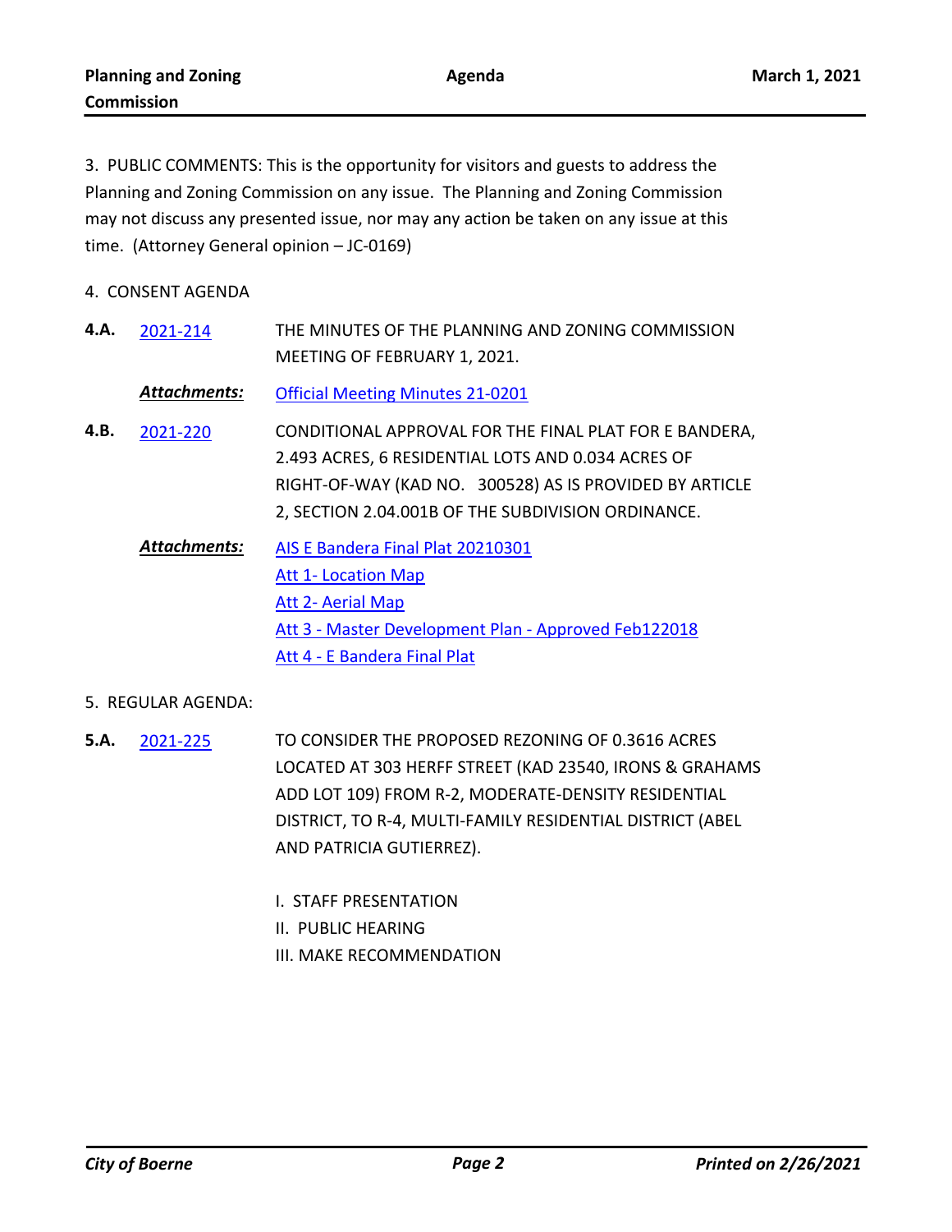3. PUBLIC COMMENTS: This is the opportunity for visitors and guests to address the Planning and Zoning Commission on any issue. The Planning and Zoning Commission may not discuss any presented issue, nor may any action be taken on any issue at this time. (Attorney General opinion – JC-0169)

4. CONSENT AGENDA

**4.A.** 2021-214 THE MINUTES OF THE PLANNING AND ZONING COMMISSION MEETING OF FEBRUARY 1, 2021.

***Attachments:*** Official Meeting Minutes 21-0201

**4.B.** 2021-220 CONDITIONAL APPROVAL FOR THE FINAL PLAT FOR E BANDERA, 2.493 ACRES, 6 RESIDENTIAL LOTS AND 0.034 ACRES OF RIGHT-OF-WAY (KAD NO. 300528) AS IS PROVIDED BY ARTICLE 2, SECTION 2.04.001B OF THE SUBDIVISION ORDINANCE.

***Attachments:*** AIS E Bandera Final Plat 20210301
Att 1- Location Map
Att 2- Aerial Map
Att 3 - Master Development Plan - Approved Feb122018
Att 4 - E Bandera Final Plat

5. REGULAR AGENDA:

**5.A.** 2021-225 TO CONSIDER THE PROPOSED REZONING OF 0.3616 ACRES LOCATED AT 303 HERFF STREET (KAD 23540, IRONS & GRAHAMS ADD LOT 109) FROM R-2, MODERATE-DENSITY RESIDENTIAL DISTRICT, TO R-4, MULTI-FAMILY RESIDENTIAL DISTRICT (ABEL AND PATRICIA GUTIERREZ).

I. STAFF PRESENTATION
II. PUBLIC HEARING
III. MAKE RECOMMENDATION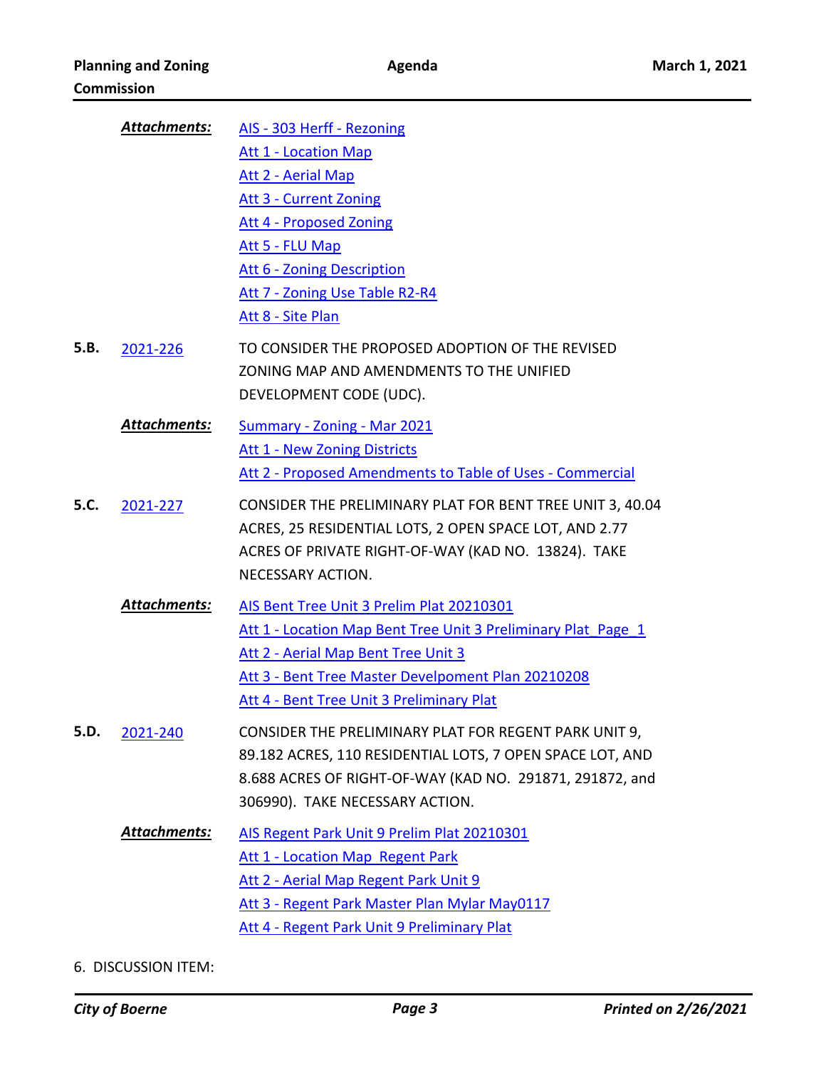***Attachments:***
- AIS - 303 Herff - Rezoning
- Att 1 - Location Map
- Att 2 - Aerial Map
- Att 3 - Current Zoning
- Att 4 - Proposed Zoning
- Att 5 - FLU Map
- Att 6 - Zoning Description
- Att 7 - Zoning Use Table R2-R4
- Att 8 - Site Plan

**5.B.** 2021-226 TO CONSIDER THE PROPOSED ADOPTION OF THE REVISED ZONING MAP AND AMENDMENTS TO THE UNIFIED DEVELOPMENT CODE (UDC).

***Attachments:***
- Summary - Zoning - Mar 2021
- Att 1 - New Zoning Districts
- Att 2 - Proposed Amendments to Table of Uses - Commercial

**5.C.** 2021-227 CONSIDER THE PRELIMINARY PLAT FOR BENT TREE UNIT 3, 40.04 ACRES, 25 RESIDENTIAL LOTS, 2 OPEN SPACE LOT, AND 2.77 ACRES OF PRIVATE RIGHT-OF-WAY (KAD NO. 13824). TAKE NECESSARY ACTION.

***Attachments:***
- AIS Bent Tree Unit 3 Prelim Plat 20210301
- Att 1 - Location Map Bent Tree Unit 3 Preliminary Plat_Page_1
- Att 2 - Aerial Map Bent Tree Unit 3
- Att 3 - Bent Tree Master Develpoment Plan 20210208
- Att 4 - Bent Tree Unit 3 Preliminary Plat

**5.D.** 2021-240 CONSIDER THE PRELIMINARY PLAT FOR REGENT PARK UNIT 9, 89.182 ACRES, 110 RESIDENTIAL LOTS, 7 OPEN SPACE LOT, AND 8.688 ACRES OF RIGHT-OF-WAY (KAD NO. 291871, 291872, and 306990). TAKE NECESSARY ACTION.

***Attachments:***
- AIS Regent Park Unit 9 Prelim Plat 20210301
- Att 1 - Location Map Regent Park
- Att 2 - Aerial Map Regent Park Unit 9
- Att 3 - Regent Park Master Plan Mylar May0117
- Att 4 - Regent Park Unit 9 Preliminary Plat

6. DISCUSSION ITEM: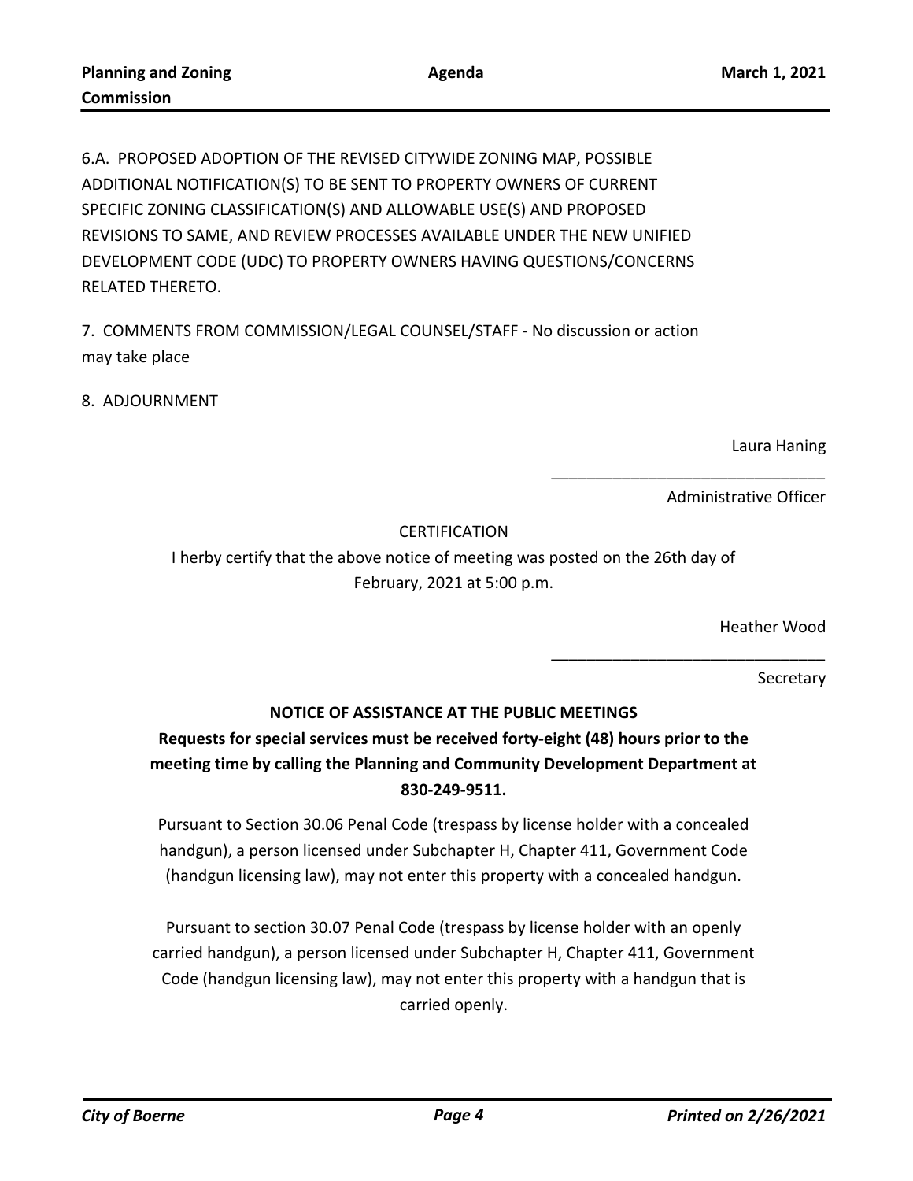6.A. PROPOSED ADOPTION OF THE REVISED CITYWIDE ZONING MAP, POSSIBLE ADDITIONAL NOTIFICATION(S) TO BE SENT TO PROPERTY OWNERS OF CURRENT SPECIFIC ZONING CLASSIFICATION(S) AND ALLOWABLE USE(S) AND PROPOSED REVISIONS TO SAME, AND REVIEW PROCESSES AVAILABLE UNDER THE NEW UNIFIED DEVELOPMENT CODE (UDC) TO PROPERTY OWNERS HAVING QUESTIONS/CONCERNS RELATED THERETO.

7. COMMENTS FROM COMMISSION/LEGAL COUNSEL/STAFF - No discussion or action may take place

8. ADJOURNMENT

Laura Haning

_______________________________

Administrative Officer

CERTIFICATION

I herby certify that the above notice of meeting was posted on the 26th day of February, 2021 at 5:00 p.m.

Heather Wood

_______________________________

Secretary

**NOTICE OF ASSISTANCE AT THE PUBLIC MEETINGS**

**Requests for special services must be received forty-eight (48) hours prior to the meeting time by calling the Planning and Community Development Department at 830-249-9511.**

Pursuant to Section 30.06 Penal Code (trespass by license holder with a concealed handgun), a person licensed under Subchapter H, Chapter 411, Government Code (handgun licensing law), may not enter this property with a concealed handgun.

Pursuant to section 30.07 Penal Code (trespass by license holder with an openly carried handgun), a person licensed under Subchapter H, Chapter 411, Government Code (handgun licensing law), may not enter this property with a handgun that is carried openly.